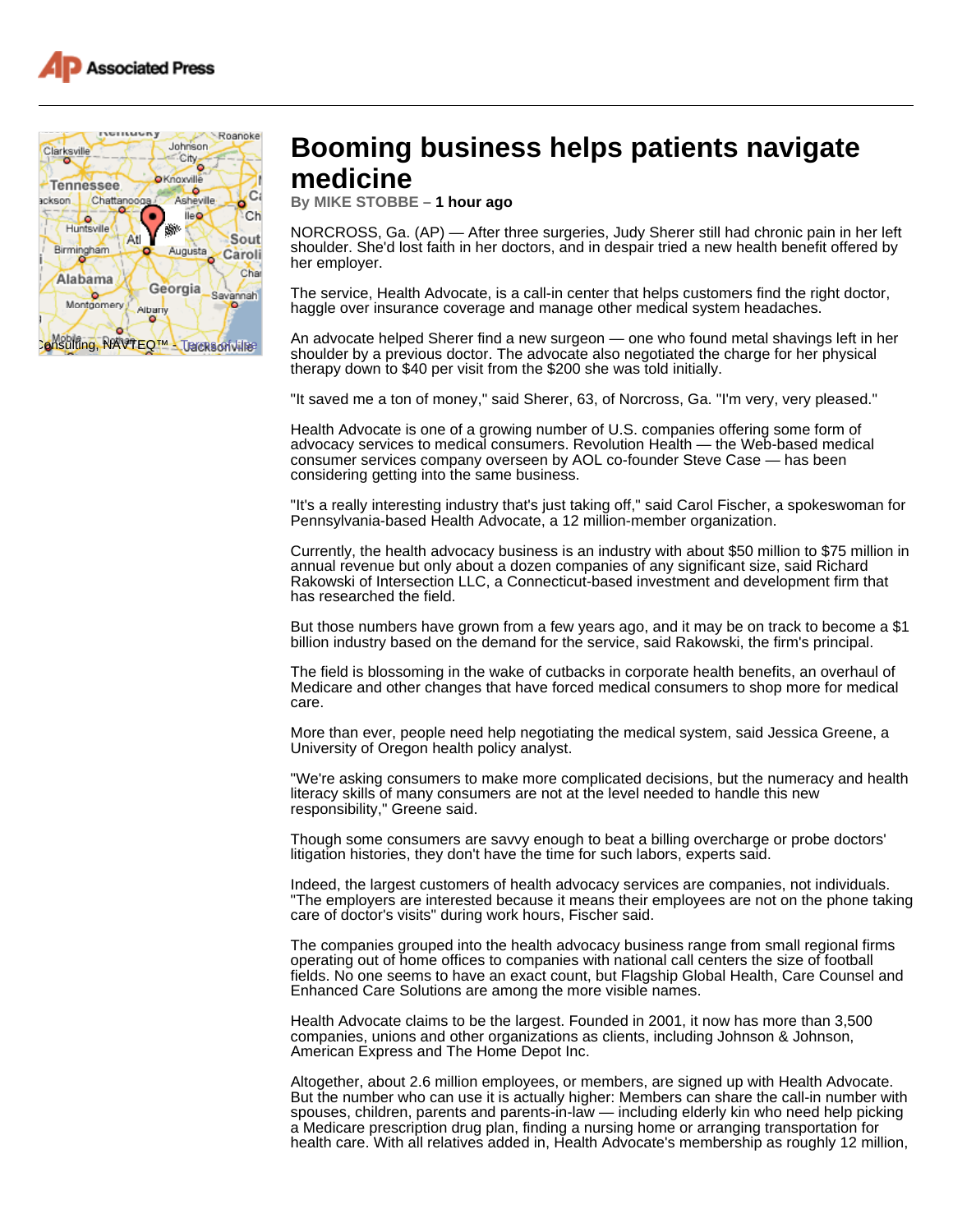# Booming business helps patients navigate medicine

By MIKE STOBBE – **1 hour ago**

NORCROSS, Ga. (AP) — After three surgeries, Judy Sherer still had chronic pain in her left shoulder. She'd lost faith in her doctors, and in despair tried a new health benefit offered by her employer.

The service, Health Advocate, is a call-in center that helps customers find the right doctor, haggle over insurance coverage and manage other medical system headaches.

An advocate helped Sherer find a new surgeon — one who found metal shavings left in her shoulder by a previous doctor. The advocate also negotiated the charge for her physical therapy down to $40 per visit from the $200 she was told initially.

"It saved me a ton of money," said Sherer, 63, of Norcross, Ga. "I'm very, very pleased."

Health Advocate is one of a growing number of U.S. companies offering some form of advocacy services to medical consumers. Revolution Health — the Web-based medical consumer services company overseen by AOL co-founder Steve Case — has been considering getting into the same business.

"It's a really interesting industry that's just taking off," said Carol Fischer, a spokeswoman for Pennsylvania-based Health Advocate, a 12 million-member organization.

Currently, the health advocacy business is an industry with about $50 million to $75 million in annual revenue but only about a dozen companies of any significant size, said Richard Rakowski of Intersection LLC, a Connecticut-based investment and development firm that has researched the field.

But those numbers have grown from a few years ago, and it may be on track to become a $1 billion industry based on the demand for the service, said Rakowski, the firm's principal.

The field is blossoming in the wake of cutbacks in corporate health benefits, an overhaul of Medicare and other changes that have forced medical consumers to shop more for medical care.

More than ever, people need help negotiating the medical system, said Jessica Greene, a University of Oregon health policy analyst.

"We're asking consumers to make more complicated decisions, but the numeracy and health literacy skills of many consumers are not at the level needed to handle this new responsibility," Greene said.

Though some consumers are savvy enough to beat a billing overcharge or probe doctors' litigation histories, they don't have the time for such labors, experts said.

Indeed, the largest customers of health advocacy services are companies, not individuals. "The employers are interested because it means their employees are not on the phone taking care of doctor's visits" during work hours, Fischer said.

The companies grouped into the health advocacy business range from small regional firms operating out of home offices to companies with national call centers the size of football fields. No one seems to have an exact count, but Flagship Global Health, Care Counsel and Enhanced Care Solutions are among the more visible names.

Health Advocate claims to be the largest. Founded in 2001, it now has more than 3,500 companies, unions and other organizations as clients, including Johnson & Johnson, American Express and The Home Depot Inc.

Altogether, about 2.6 million employees, or members, are signed up with Health Advocate. But the number who can use it is actually higher: Members can share the call-in number with spouses, children, parents and parents-in-law — including elderly kin who need help picking a Medicare prescription drug plan, finding a nursing home or arranging transportation for health care. With all relatives added in, Health Advocate's membership as roughly 12 million,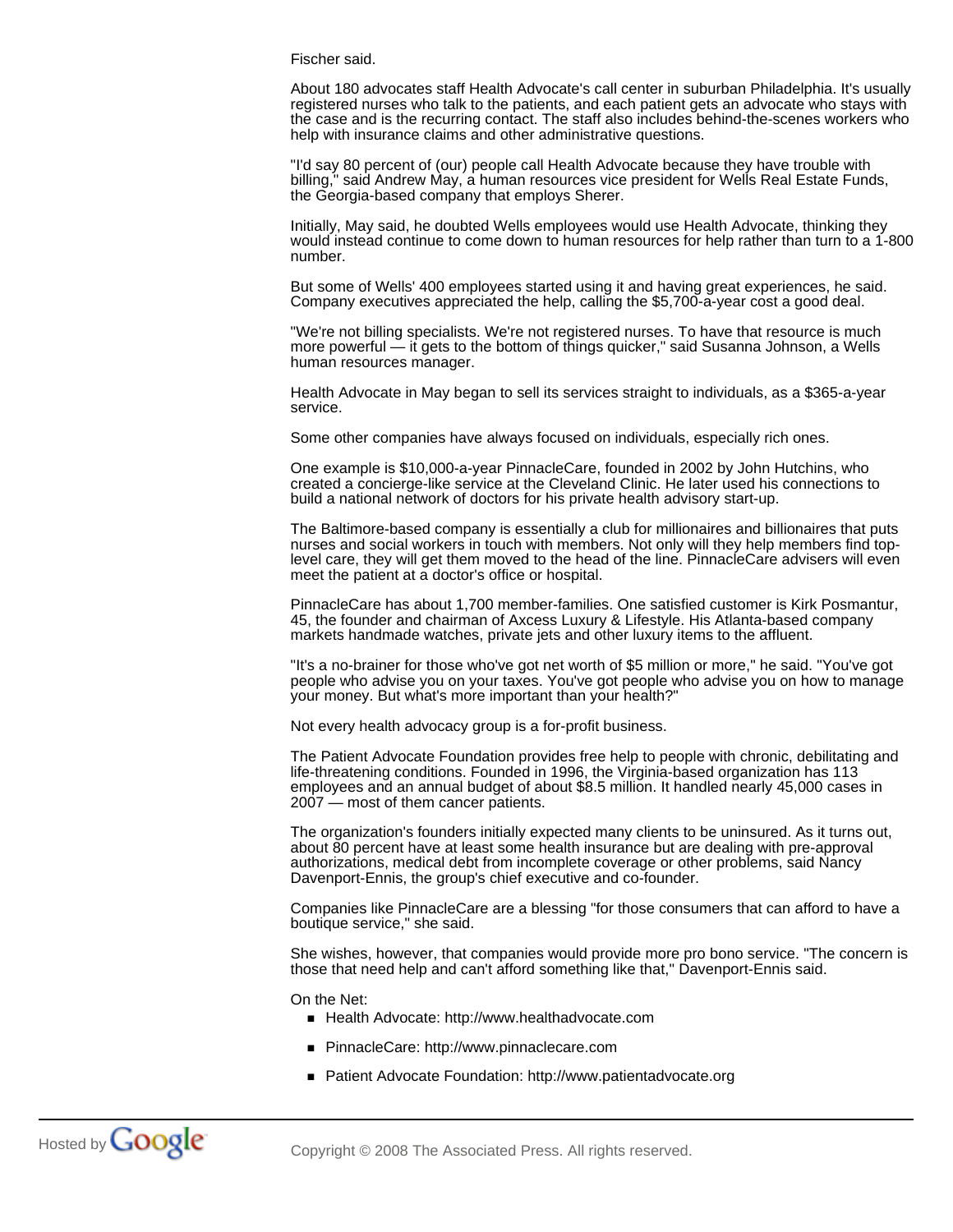Fischer said.

About 180 advocates staff Health Advocate's call center in suburban Philadelphia. It's usually registered nurses who talk to the patients, and each patient gets an advocate who stays with the case and is the recurring contact. The staff also includes behind-the-scenes workers who help with insurance claims and other administrative questions.

"I'd say 80 percent of (our) people call Health Advocate because they have trouble with billing," said Andrew May, a human resources vice president for Wells Real Estate Funds, the Georgia-based company that employs Sherer.

Initially, May said, he doubted Wells employees would use Health Advocate, thinking they would instead continue to come down to human resources for help rather than turn to a 1-800 number.

But some of Wells' 400 employees started using it and having great experiences, he said. Company executives appreciated the help, calling the $5,700-a-year cost a good deal.

"We're not billing specialists. We're not registered nurses. To have that resource is much more powerful — it gets to the bottom of things quicker," said Susanna Johnson, a Wells human resources manager.

Health Advocate in May began to sell its services straight to individuals, as a $365-a-year service.

Some other companies have always focused on individuals, especially rich ones.

One example is $10,000-a-year PinnacleCare, founded in 2002 by John Hutchins, who created a concierge-like service at the Cleveland Clinic. He later used his connections to build a national network of doctors for his private health advisory start-up.

The Baltimore-based company is essentially a club for millionaires and billionaires that puts nurses and social workers in touch with members. Not only will they help members find top-level care, they will get them moved to the head of the line. PinnacleCare advisers will even meet the patient at a doctor's office or hospital.

PinnacleCare has about 1,700 member-families. One satisfied customer is Kirk Posmantur, 45, the founder and chairman of Axcess Luxury & Lifestyle. His Atlanta-based company markets handmade watches, private jets and other luxury items to the affluent.

"It's a no-brainer for those who've got net worth of $5 million or more," he said. "You've got people who advise you on your taxes. You've got people who advise you on how to manage your money. But what's more important than your health?"

Not every health advocacy group is a for-profit business.

The Patient Advocate Foundation provides free help to people with chronic, debilitating and life-threatening conditions. Founded in 1996, the Virginia-based organization has 113 employees and an annual budget of about $8.5 million. It handled nearly 45,000 cases in 2007 — most of them cancer patients.

The organization's founders initially expected many clients to be uninsured. As it turns out, about 80 percent have at least some health insurance but are dealing with pre-approval authorizations, medical debt from incomplete coverage or other problems, said Nancy Davenport-Ennis, the group's chief executive and co-founder.

Companies like PinnacleCare are a blessing "for those consumers that can afford to have a boutique service," she said.

She wishes, however, that companies would provide more pro bono service. "The concern is those that need help and can't afford something like that," Davenport-Ennis said.

On the Net:

- Health Advocate: http://www.healthadvocate.com
- PinnacleCare: http://www.pinnaclecare.com
- Patient Advocate Foundation: http://www.patientadvocate.org

Hosted by Google

Copyright © 2008 The Associated Press. All rights reserved.